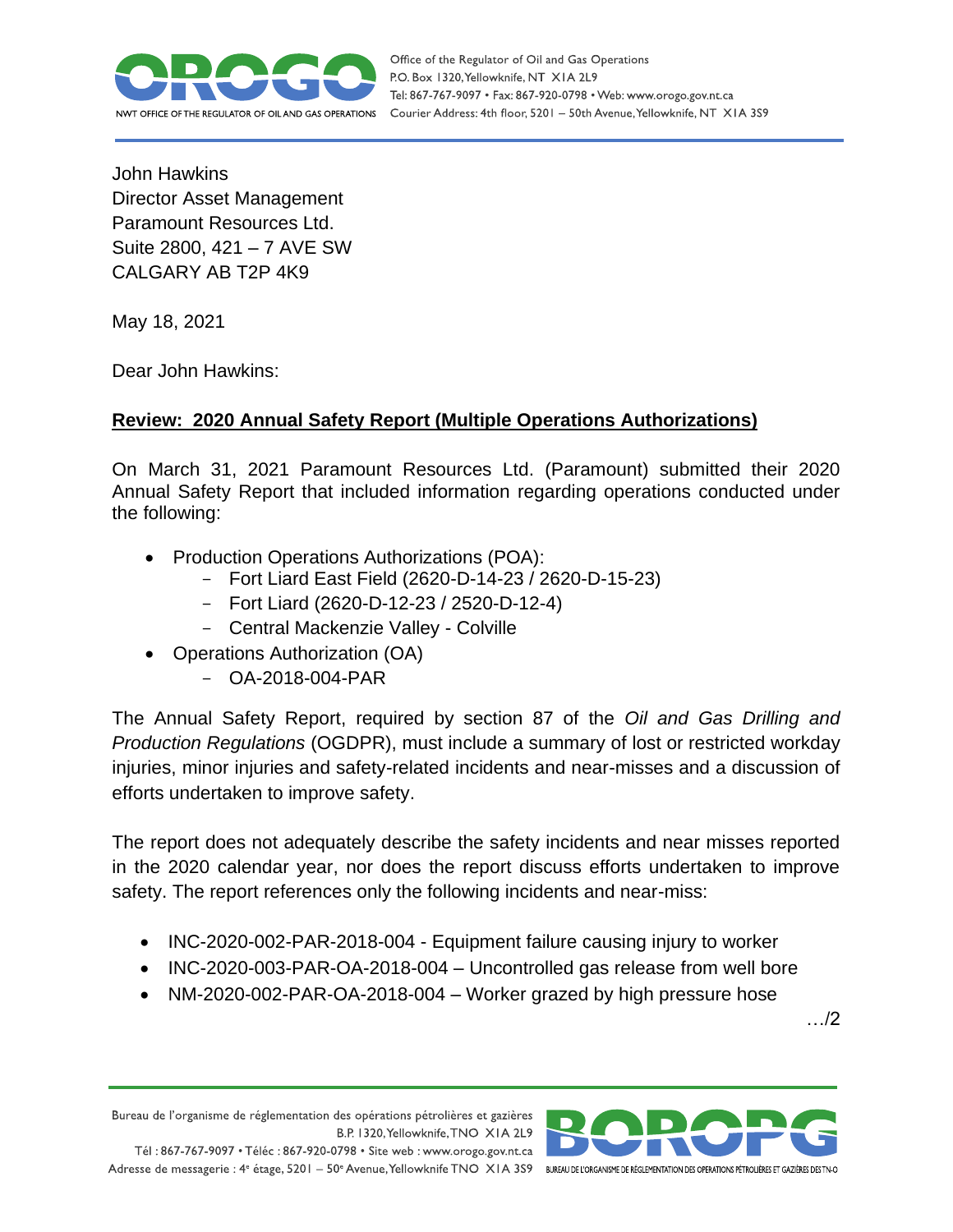John Hawkins
Director Asset Management
Paramount Resources Ltd.
Suite 2800, 421 – 7 AVE SW
CALGARY AB T2P 4K9

May 18, 2021

Dear John Hawkins:

**Review: 2020 Annual Safety Report (Multiple Operations Authorizations)**

On March 31, 2021 Paramount Resources Ltd. (Paramount) submitted their 2020 Annual Safety Report that included information regarding operations conducted under the following:

- Production Operations Authorizations (POA):
  - Fort Liard East Field (2620-D-14-23 / 2620-D-15-23)
  - Fort Liard (2620-D-12-23 / 2520-D-12-4)
  - Central Mackenzie Valley - Colville
- Operations Authorization (OA)
  - OA-2018-004-PAR

The Annual Safety Report, required by section 87 of the *Oil and Gas Drilling and Production Regulations* (OGDPR), must include a summary of lost or restricted workday injuries, minor injuries and safety-related incidents and near-misses and a discussion of efforts undertaken to improve safety.

The report does not adequately describe the safety incidents and near misses reported in the 2020 calendar year, nor does the report discuss efforts undertaken to improve safety. The report references only the following incidents and near-miss:

- INC-2020-002-PAR-2018-004 - Equipment failure causing injury to worker
- INC-2020-003-PAR-OA-2018-004 – Uncontrolled gas release from well bore
- NM-2020-002-PAR-OA-2018-004 – Worker grazed by high pressure hose

…/2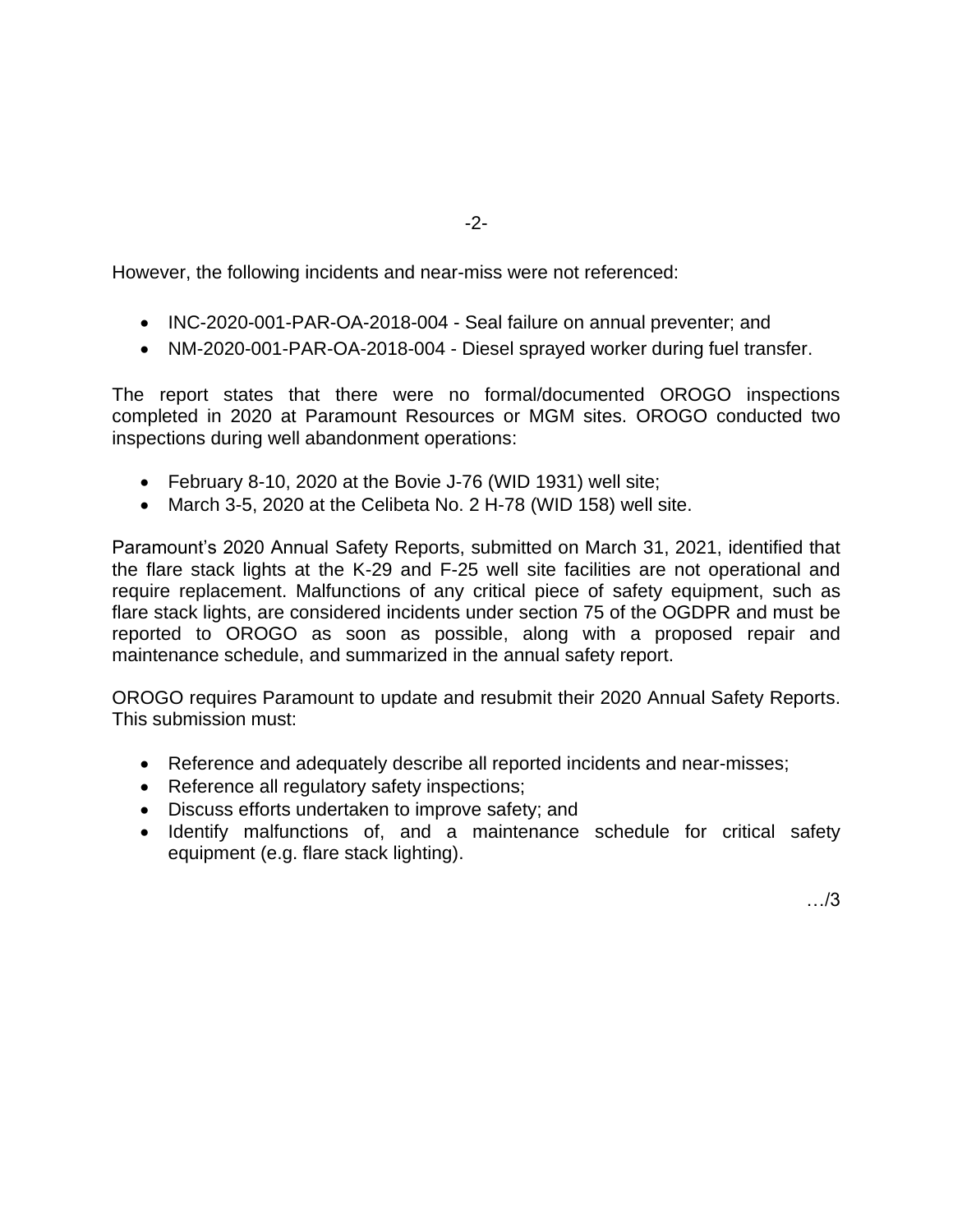However, the following incidents and near-miss were not referenced:

- INC-2020-001-PAR-OA-2018-004 - Seal failure on annual preventer; and
- NM-2020-001-PAR-OA-2018-004 - Diesel sprayed worker during fuel transfer.

The report states that there were no formal/documented OROGO inspections completed in 2020 at Paramount Resources or MGM sites. OROGO conducted two inspections during well abandonment operations:

- February 8-10, 2020 at the Bovie J-76 (WID 1931) well site;
- March 3-5, 2020 at the Celibeta No. 2 H-78 (WID 158) well site.

Paramount's 2020 Annual Safety Reports, submitted on March 31, 2021, identified that the flare stack lights at the K-29 and F-25 well site facilities are not operational and require replacement. Malfunctions of any critical piece of safety equipment, such as flare stack lights, are considered incidents under section 75 of the OGDPR and must be reported to OROGO as soon as possible, along with a proposed repair and maintenance schedule, and summarized in the annual safety report.

OROGO requires Paramount to update and resubmit their 2020 Annual Safety Reports. This submission must:

- Reference and adequately describe all reported incidents and near-misses;
- Reference all regulatory safety inspections;
- Discuss efforts undertaken to improve safety; and
- Identify malfunctions of, and a maintenance schedule for critical safety equipment (e.g. flare stack lighting).

…/3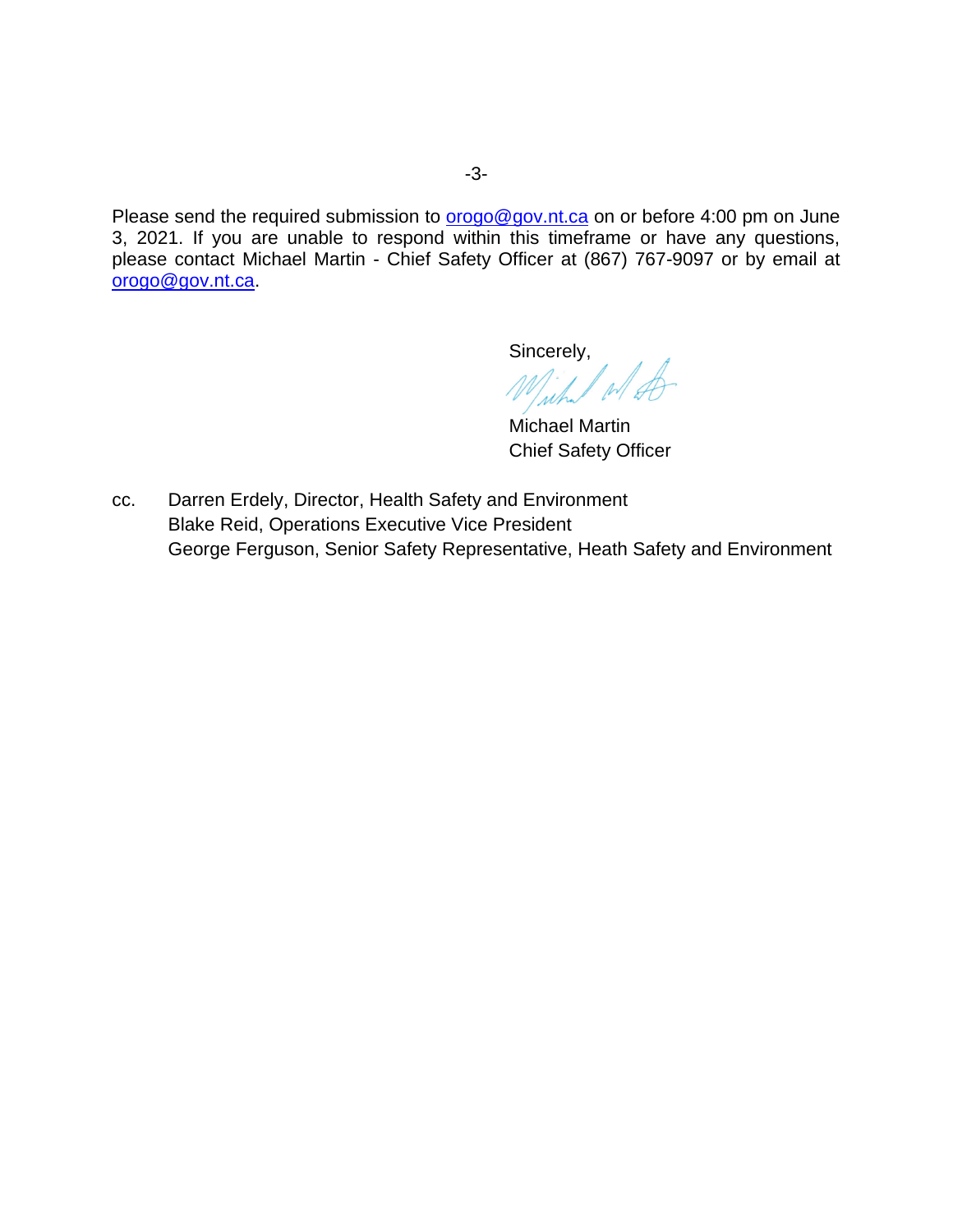Please send the required submission to orogo@gov.nt.ca on or before 4:00 pm on June 3, 2021. If you are unable to respond within this timeframe or have any questions, please contact Michael Martin - Chief Safety Officer at (867) 767-9097 or by email at orogo@gov.nt.ca.

Sincerely,

Michael Martin
Chief Safety Officer

cc. Darren Erdely, Director, Health Safety and Environment
Blake Reid, Operations Executive Vice President
George Ferguson, Senior Safety Representative, Heath Safety and Environment